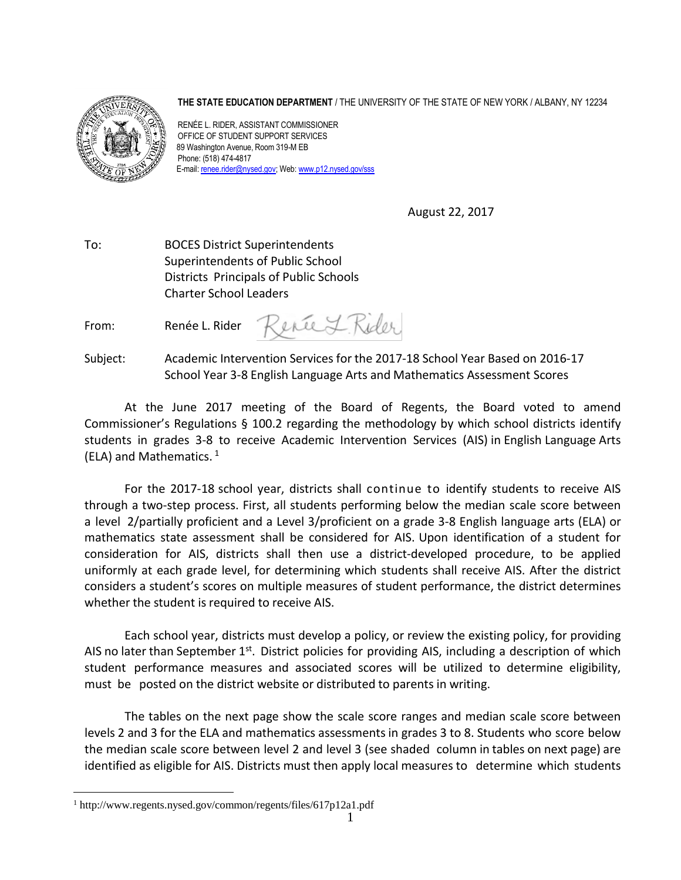**THE STATE EDUCATION DEPARTMENT** / THE UNIVERSITY OF THE STATE OF NEW YORK / ALBANY, NY 12234

RENÉE L. RIDER, ASSISTANT COMMISSIONER
OFFICE OF STUDENT SUPPORT SERVICES
89 Washington Avenue, Room 319-M EB
Phone: (518) 474-4817
E-mail: renee.rider@nysed.gov; Web: www.p12.nysed.gov/sss

August 22, 2017

To: BOCES District Superintendents
Superintendents of Public School
Districts Principals of Public Schools
Charter School Leaders

From: Renée L. Rider

Subject: Academic Intervention Services for the 2017-18 School Year Based on 2016-17 School Year 3-8 English Language Arts and Mathematics Assessment Scores

At the June 2017 meeting of the Board of Regents, the Board voted to amend Commissioner's Regulations § 100.2 regarding the methodology by which school districts identify students in grades 3-8 to receive Academic Intervention Services (AIS) in English Language Arts (ELA) and Mathematics. [1]

For the 2017-18 school year, districts shall continue to identify students to receive AIS through a two-step process. First, all students performing below the median scale score between a level 2/partially proficient and a Level 3/proficient on a grade 3-8 English language arts (ELA) or mathematics state assessment shall be considered for AIS. Upon identification of a student for consideration for AIS, districts shall then use a district-developed procedure, to be applied uniformly at each grade level, for determining which students shall receive AIS. After the district considers a student's scores on multiple measures of student performance, the district determines whether the student is required to receive AIS.

Each school year, districts must develop a policy, or review the existing policy, for providing AIS no later than September 1st. District policies for providing AIS, including a description of which student performance measures and associated scores will be utilized to determine eligibility, must be posted on the district website or distributed to parents in writing.

The tables on the next page show the scale score ranges and median scale score between levels 2 and 3 for the ELA and mathematics assessments in grades 3 to 8. Students who score below the median scale score between level 2 and level 3 (see shaded column in tables on next page) are identified as eligible for AIS. Districts must then apply local measures to determine which students

[1] http://www.regents.nysed.gov/common/regents/files/617p12a1.pdf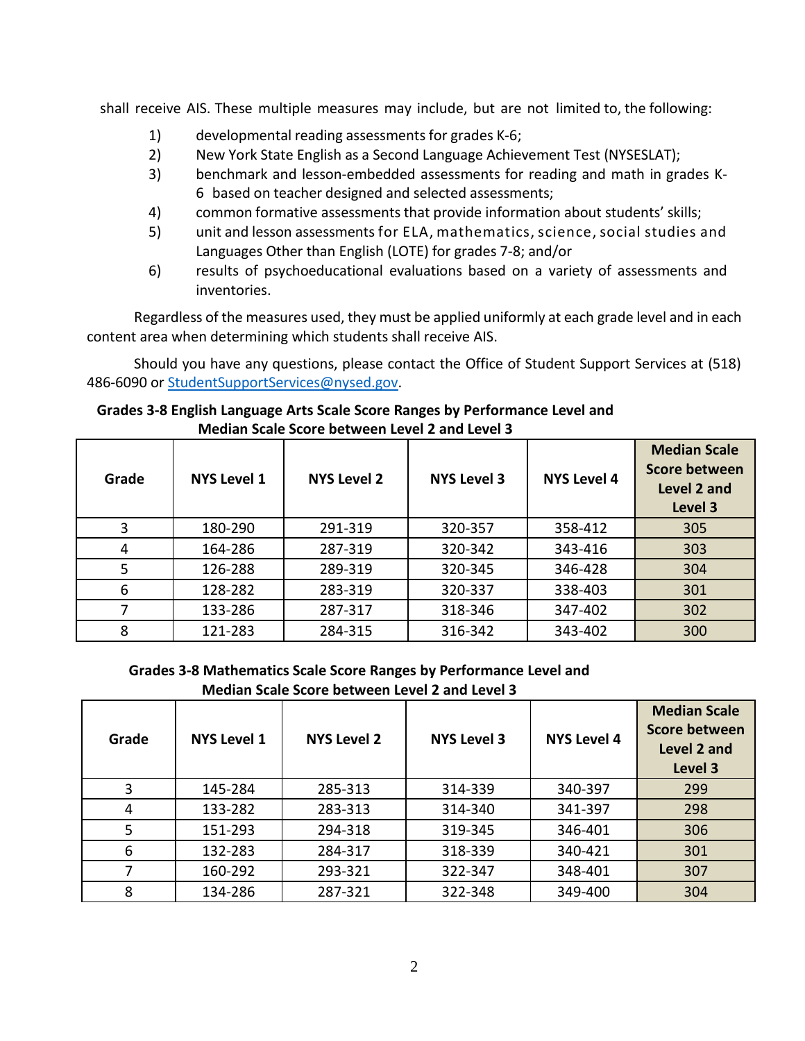shall receive AIS. These multiple measures may include, but are not limited to, the following:

1) developmental reading assessments for grades K-6;
2) New York State English as a Second Language Achievement Test (NYSESLAT);
3) benchmark and lesson-embedded assessments for reading and math in grades K-6 based on teacher designed and selected assessments;
4) common formative assessments that provide information about students' skills;
5) unit and lesson assessments for ELA, mathematics, science, social studies and Languages Other than English (LOTE) for grades 7-8; and/or
6) results of psychoeducational evaluations based on a variety of assessments and inventories.

Regardless of the measures used, they must be applied uniformly at each grade level and in each content area when determining which students shall receive AIS.

Should you have any questions, please contact the Office of Student Support Services at (518) 486-6090 or StudentSupportServices@nysed.gov.

**Grades 3-8 English Language Arts Scale Score Ranges by Performance Level and Median Scale Score between Level 2 and Level 3**

| Grade | NYS Level 1 | NYS Level 2 | NYS Level 3 | NYS Level 4 | Median Scale Score between Level 2 and Level 3 |
|---|---|---|---|---|---|
| 3 | 180-290 | 291-319 | 320-357 | 358-412 | 305 |
| 4 | 164-286 | 287-319 | 320-342 | 343-416 | 303 |
| 5 | 126-288 | 289-319 | 320-345 | 346-428 | 304 |
| 6 | 128-282 | 283-319 | 320-337 | 338-403 | 301 |
| 7 | 133-286 | 287-317 | 318-346 | 347-402 | 302 |
| 8 | 121-283 | 284-315 | 316-342 | 343-402 | 300 |

**Grades 3-8 Mathematics Scale Score Ranges by Performance Level and Median Scale Score between Level 2 and Level 3**

| Grade | NYS Level 1 | NYS Level 2 | NYS Level 3 | NYS Level 4 | Median Scale Score between Level 2 and Level 3 |
|---|---|---|---|---|---|
| 3 | 145-284 | 285-313 | 314-339 | 340-397 | 299 |
| 4 | 133-282 | 283-313 | 314-340 | 341-397 | 298 |
| 5 | 151-293 | 294-318 | 319-345 | 346-401 | 306 |
| 6 | 132-283 | 284-317 | 318-339 | 340-421 | 301 |
| 7 | 160-292 | 293-321 | 322-347 | 348-401 | 307 |
| 8 | 134-286 | 287-321 | 322-348 | 349-400 | 304 |